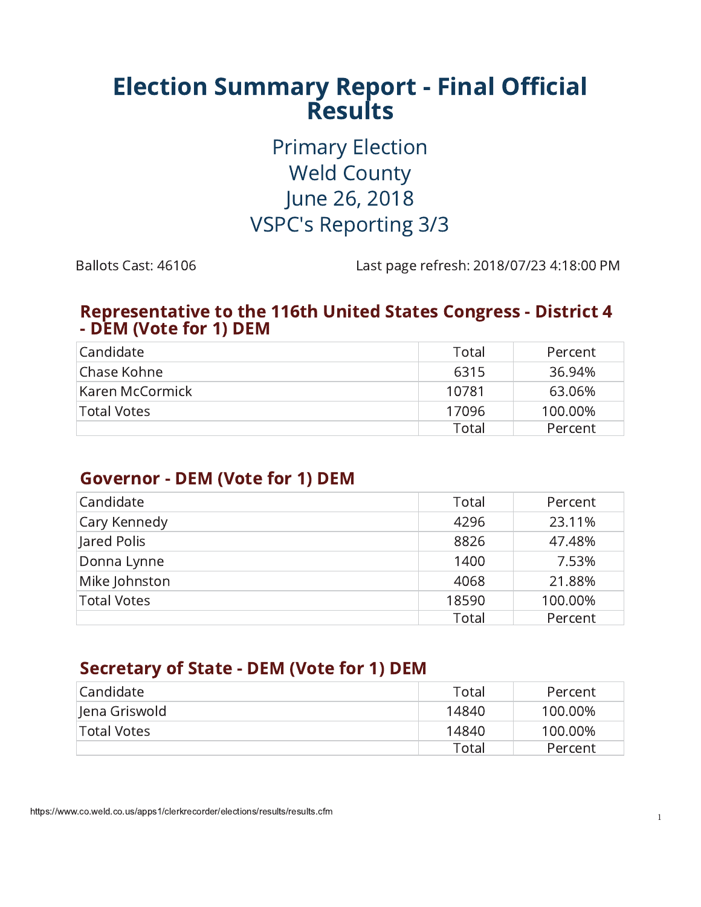# Election Summary Report - Final Official Results

## Primary Election
## Weld County
## June 26, 2018
## VSPC's Reporting 3/3

Ballots Cast: 46106

Last page refresh: 2018/07/23 4:18:00 PM

### Representative to the 116th United States Congress - District 4 - DEM (Vote for 1) DEM

| Candidate | Total | Percent |
|---|---|---|
| Chase Kohne | 6315 | 36.94% |
| Karen McCormick | 10781 | 63.06% |
| Total Votes | 17096 | 100.00% |
| | Total | Percent |

### Governor - DEM (Vote for 1) DEM

| Candidate | Total | Percent |
|---|---|---|
| Cary Kennedy | 4296 | 23.11% |
| Jared Polis | 8826 | 47.48% |
| Donna Lynne | 1400 | 7.53% |
| Mike Johnston | 4068 | 21.88% |
| Total Votes | 18590 | 100.00% |
| | Total | Percent |

### Secretary of State - DEM (Vote for 1) DEM

| Candidate | Total | Percent |
|---|---|---|
| Jena Griswold | 14840 | 100.00% |
| Total Votes | 14840 | 100.00% |
| | Total | Percent |

https://www.co.weld.co.us/apps1/clerkrecorder/elections/results/results.cfm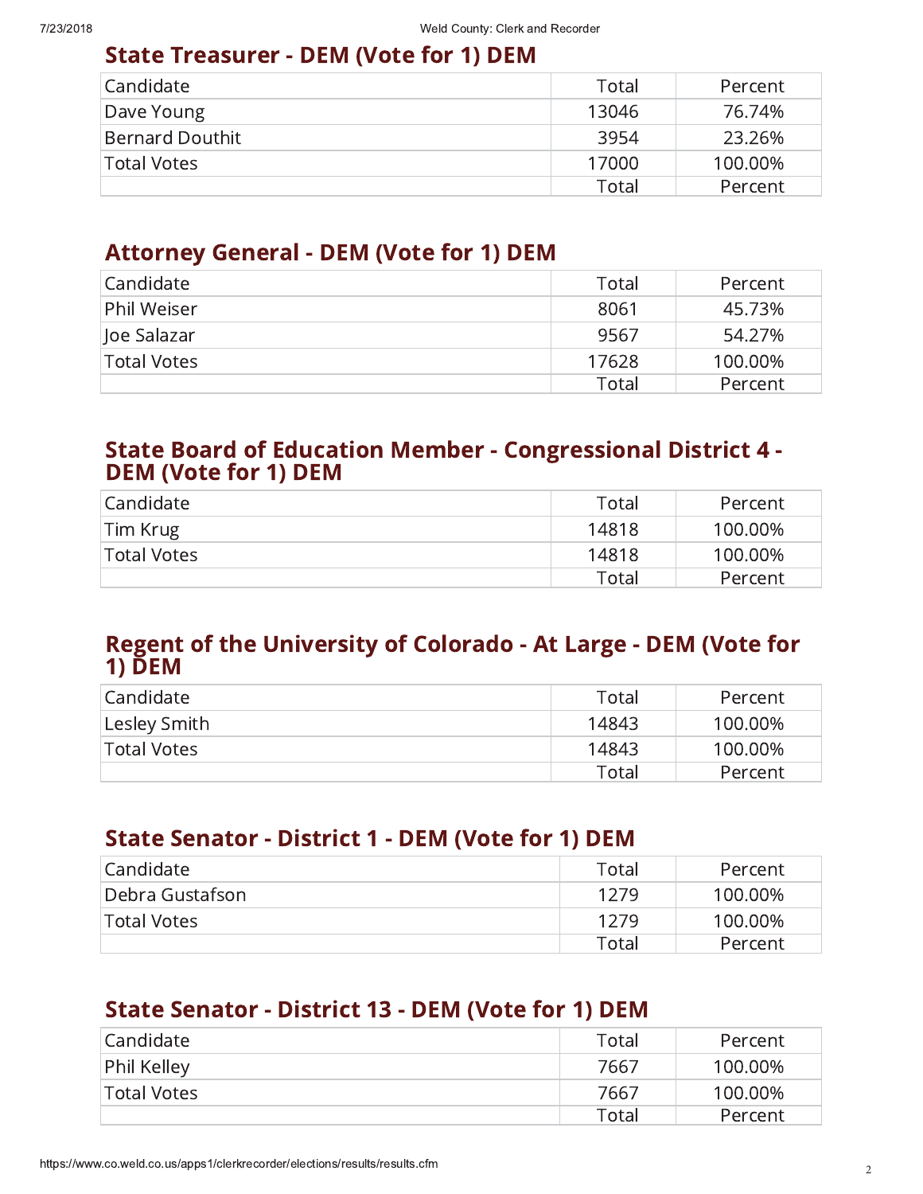## State Treasurer - DEM (Vote for 1) DEM

| Candidate | Total | Percent |
|---|---|---|
| Dave Young | 13046 | 76.74% |
| Bernard Douthit | 3954 | 23.26% |
| Total Votes | 17000 | 100.00% |
| | Total | Percent |

## Attorney General - DEM (Vote for 1) DEM

| Candidate | Total | Percent |
|---|---|---|
| Phil Weiser | 8061 | 45.73% |
| Joe Salazar | 9567 | 54.27% |
| Total Votes | 17628 | 100.00% |
| | Total | Percent |

## State Board of Education Member - Congressional District 4 - DEM (Vote for 1) DEM

| Candidate | Total | Percent |
|---|---|---|
| Tim Krug | 14818 | 100.00% |
| Total Votes | 14818 | 100.00% |
| | Total | Percent |

## Regent of the University of Colorado - At Large - DEM (Vote for 1) DEM

| Candidate | Total | Percent |
|---|---|---|
| Lesley Smith | 14843 | 100.00% |
| Total Votes | 14843 | 100.00% |
| | Total | Percent |

## State Senator - District 1 - DEM (Vote for 1) DEM

| Candidate | Total | Percent |
|---|---|---|
| Debra Gustafson | 1279 | 100.00% |
| Total Votes | 1279 | 100.00% |
| | Total | Percent |

## State Senator - District 13 - DEM (Vote for 1) DEM

| Candidate | Total | Percent |
|---|---|---|
| Phil Kelley | 7667 | 100.00% |
| Total Votes | 7667 | 100.00% |
| | Total | Percent |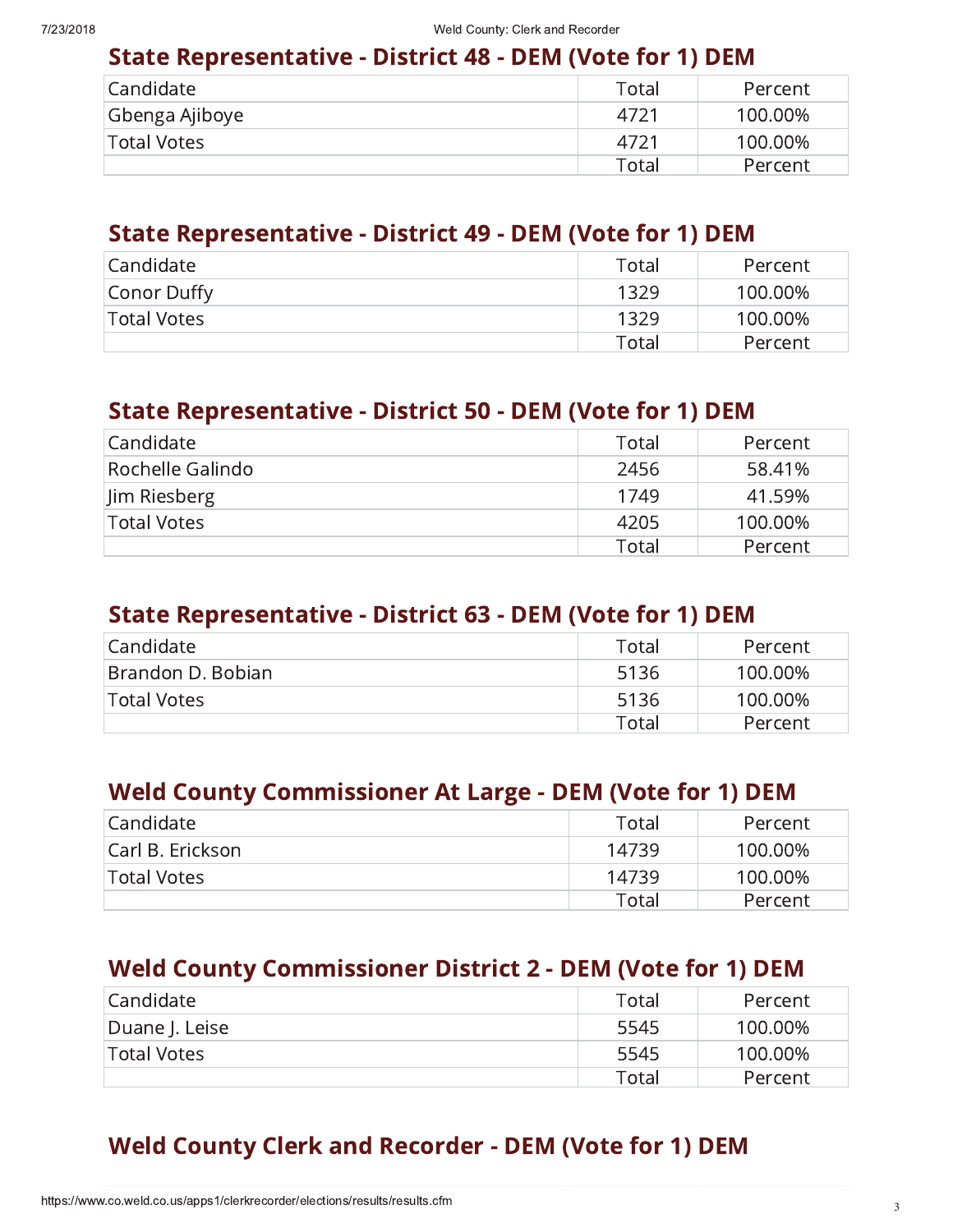## State Representative - District 48 - DEM (Vote for 1) DEM

| Candidate | Total | Percent |
|---|---|---|
| Gbenga Ajiboye | 4721 | 100.00% |
| Total Votes | 4721 | 100.00% |
| | Total | Percent |

## State Representative - District 49 - DEM (Vote for 1) DEM

| Candidate | Total | Percent |
|---|---|---|
| Conor Duffy | 1329 | 100.00% |
| Total Votes | 1329 | 100.00% |
| | Total | Percent |

## State Representative - District 50 - DEM (Vote for 1) DEM

| Candidate | Total | Percent |
|---|---|---|
| Rochelle Galindo | 2456 | 58.41% |
| Jim Riesberg | 1749 | 41.59% |
| Total Votes | 4205 | 100.00% |
| | Total | Percent |

## State Representative - District 63 - DEM (Vote for 1) DEM

| Candidate | Total | Percent |
|---|---|---|
| Brandon D. Bobian | 5136 | 100.00% |
| Total Votes | 5136 | 100.00% |
| | Total | Percent |

## Weld County Commissioner At Large - DEM (Vote for 1) DEM

| Candidate | Total | Percent |
|---|---|---|
| Carl B. Erickson | 14739 | 100.00% |
| Total Votes | 14739 | 100.00% |
| | Total | Percent |

## Weld County Commissioner District 2 - DEM (Vote for 1) DEM

| Candidate | Total | Percent |
|---|---|---|
| Duane J. Leise | 5545 | 100.00% |
| Total Votes | 5545 | 100.00% |
| | Total | Percent |

## Weld County Clerk and Recorder - DEM (Vote for 1) DEM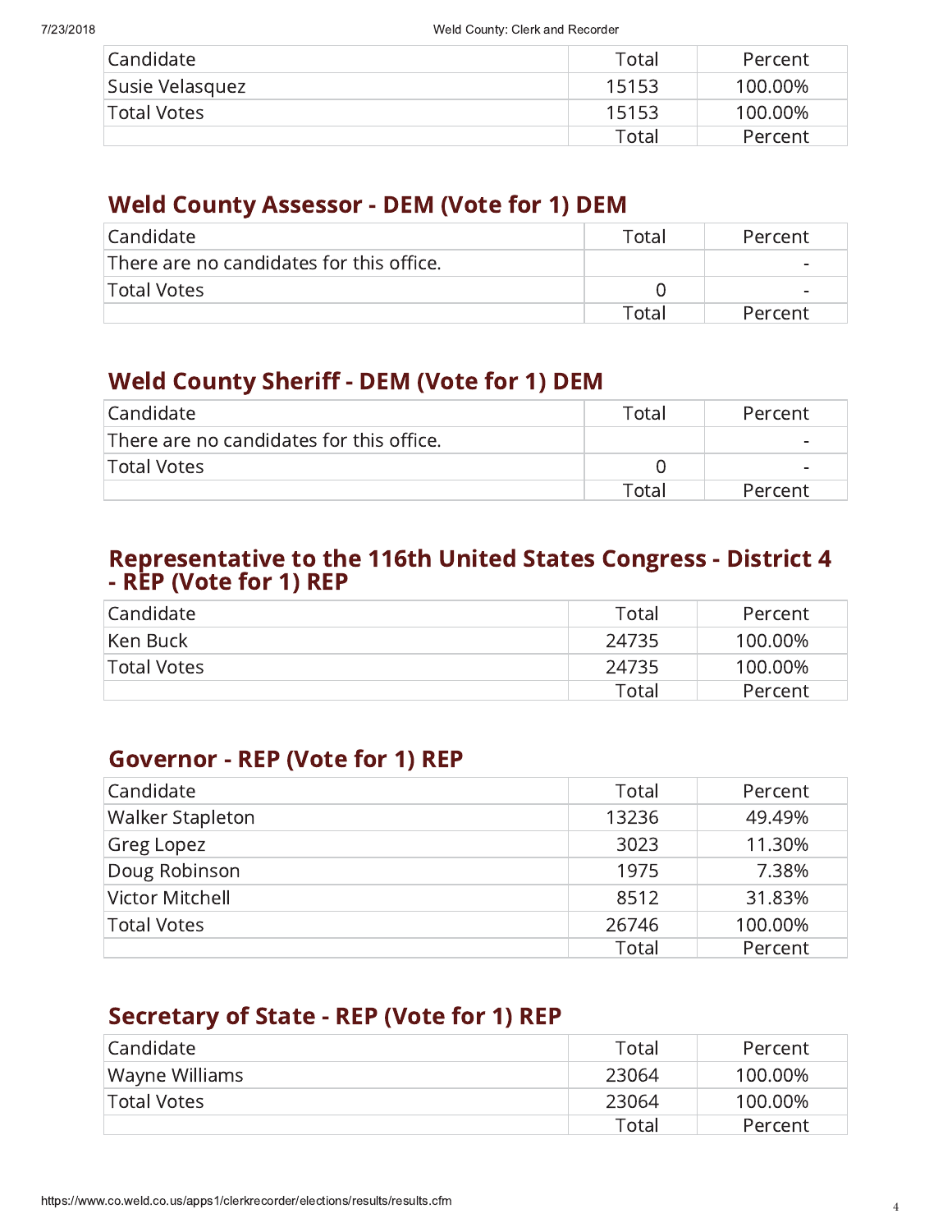| Candidate | Total | Percent |
|---|---|---|
| Susie Velasquez | 15153 | 100.00% |
| Total Votes | 15153 | 100.00% |
| | Total | Percent |

## Weld County Assessor - DEM (Vote for 1) DEM

| Candidate | Total | Percent |
|---|---|---|
| There are no candidates for this office. | | - |
| Total Votes | 0 | - |
| | Total | Percent |

## Weld County Sheriff - DEM (Vote for 1) DEM

| Candidate | Total | Percent |
|---|---|---|
| There are no candidates for this office. | | - |
| Total Votes | 0 | - |
| | Total | Percent |

## Representative to the 116th United States Congress - District 4 - REP (Vote for 1) REP

| Candidate | Total | Percent |
|---|---|---|
| Ken Buck | 24735 | 100.00% |
| Total Votes | 24735 | 100.00% |
| | Total | Percent |

## Governor - REP (Vote for 1) REP

| Candidate | Total | Percent |
|---|---|---|
| Walker Stapleton | 13236 | 49.49% |
| Greg Lopez | 3023 | 11.30% |
| Doug Robinson | 1975 | 7.38% |
| Victor Mitchell | 8512 | 31.83% |
| Total Votes | 26746 | 100.00% |
| | Total | Percent |

## Secretary of State - REP (Vote for 1) REP

| Candidate | Total | Percent |
|---|---|---|
| Wayne Williams | 23064 | 100.00% |
| Total Votes | 23064 | 100.00% |
| | Total | Percent |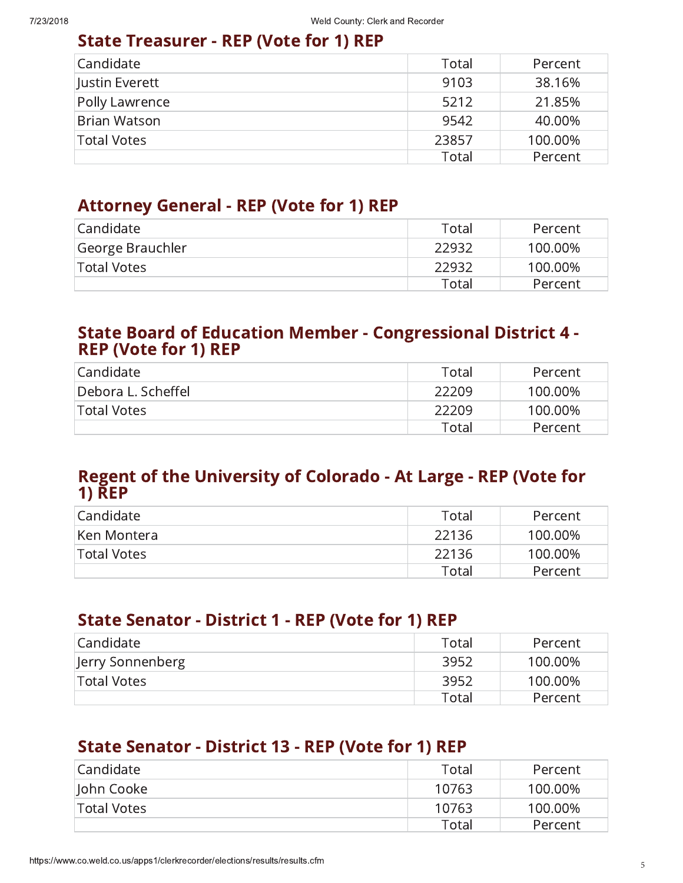## State Treasurer - REP (Vote for 1) REP

| Candidate | Total | Percent |
|---|---|---|
| Justin Everett | 9103 | 38.16% |
| Polly Lawrence | 5212 | 21.85% |
| Brian Watson | 9542 | 40.00% |
| Total Votes | 23857 | 100.00% |
| | Total | Percent |

## Attorney General - REP (Vote for 1) REP

| Candidate | Total | Percent |
|---|---|---|
| George Brauchler | 22932 | 100.00% |
| Total Votes | 22932 | 100.00% |
| | Total | Percent |

## State Board of Education Member - Congressional District 4 - REP (Vote for 1) REP

| Candidate | Total | Percent |
|---|---|---|
| Debora L. Scheffel | 22209 | 100.00% |
| Total Votes | 22209 | 100.00% |
| | Total | Percent |

## Regent of the University of Colorado - At Large - REP (Vote for 1) REP

| Candidate | Total | Percent |
|---|---|---|
| Ken Montera | 22136 | 100.00% |
| Total Votes | 22136 | 100.00% |
| | Total | Percent |

## State Senator - District 1 - REP (Vote for 1) REP

| Candidate | Total | Percent |
|---|---|---|
| Jerry Sonnenberg | 3952 | 100.00% |
| Total Votes | 3952 | 100.00% |
| | Total | Percent |

## State Senator - District 13 - REP (Vote for 1) REP

| Candidate | Total | Percent |
|---|---|---|
| John Cooke | 10763 | 100.00% |
| Total Votes | 10763 | 100.00% |
| | Total | Percent |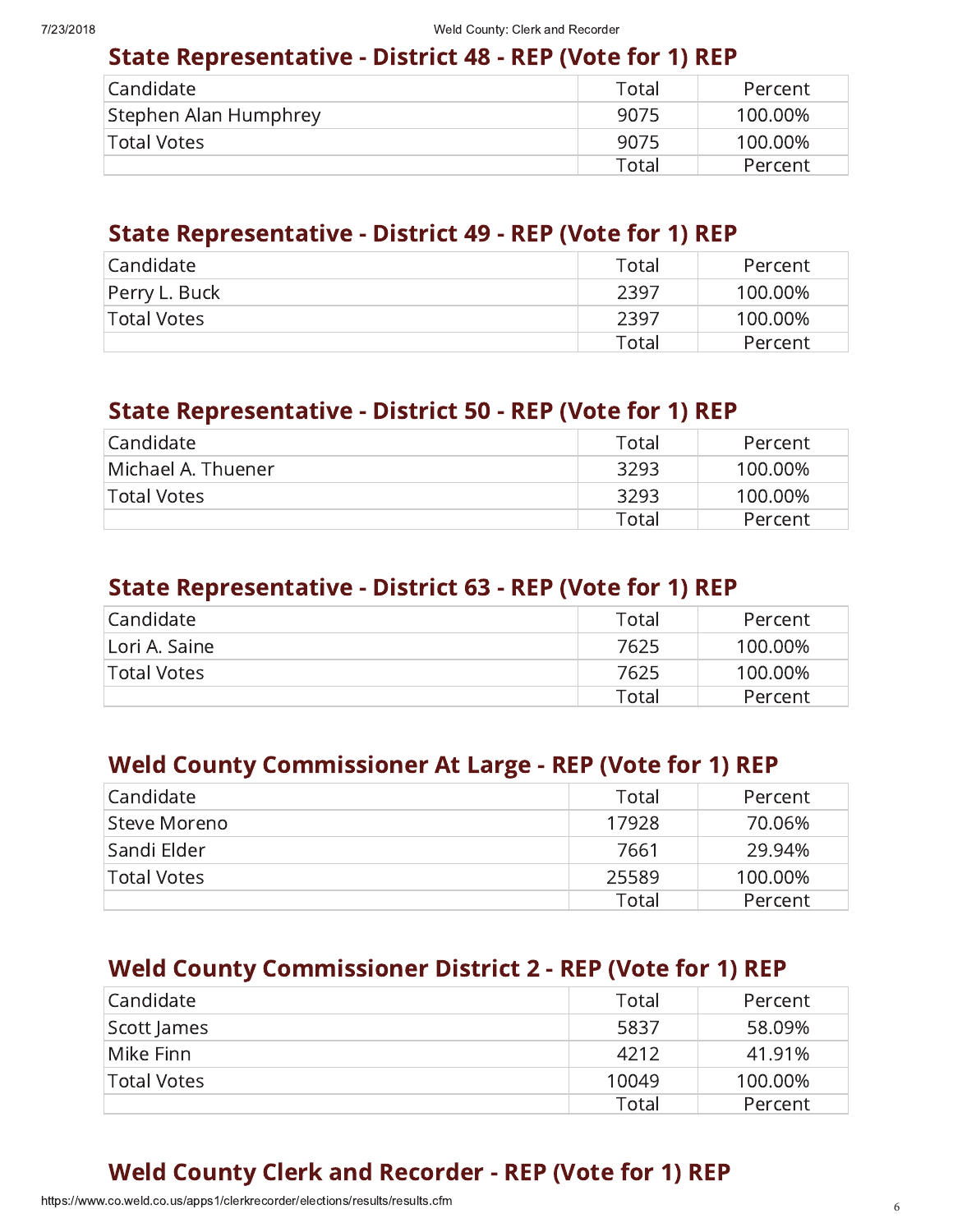## State Representative - District 48 - REP (Vote for 1) REP

| Candidate | Total | Percent |
|---|---|---|
| Stephen Alan Humphrey | 9075 | 100.00% |
| Total Votes | 9075 | 100.00% |
| | Total | Percent |

## State Representative - District 49 - REP (Vote for 1) REP

| Candidate | Total | Percent |
|---|---|---|
| Perry L. Buck | 2397 | 100.00% |
| Total Votes | 2397 | 100.00% |
| | Total | Percent |

## State Representative - District 50 - REP (Vote for 1) REP

| Candidate | Total | Percent |
|---|---|---|
| Michael A. Thuener | 3293 | 100.00% |
| Total Votes | 3293 | 100.00% |
| | Total | Percent |

## State Representative - District 63 - REP (Vote for 1) REP

| Candidate | Total | Percent |
|---|---|---|
| Lori A. Saine | 7625 | 100.00% |
| Total Votes | 7625 | 100.00% |
| | Total | Percent |

## Weld County Commissioner At Large - REP (Vote for 1) REP

| Candidate | Total | Percent |
|---|---|---|
| Steve Moreno | 17928 | 70.06% |
| Sandi Elder | 7661 | 29.94% |
| Total Votes | 25589 | 100.00% |
| | Total | Percent |

## Weld County Commissioner District 2 - REP (Vote for 1) REP

| Candidate | Total | Percent |
|---|---|---|
| Scott James | 5837 | 58.09% |
| Mike Finn | 4212 | 41.91% |
| Total Votes | 10049 | 100.00% |
| | Total | Percent |

## Weld County Clerk and Recorder - REP (Vote for 1) REP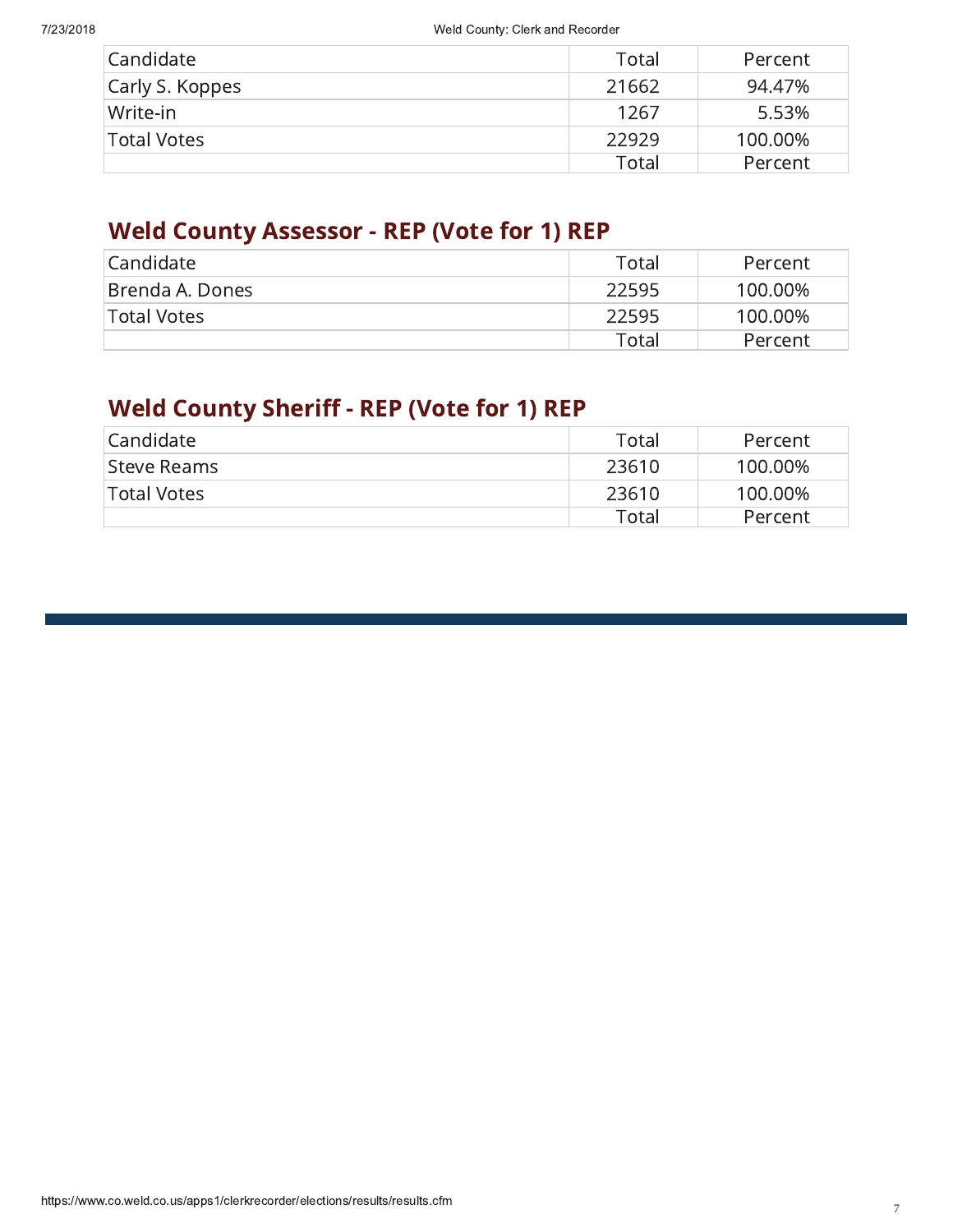| Candidate | Total | Percent |
| --- | --- | --- |
| Carly S. Koppes | 21662 | 94.47% |
| Write-in | 1267 | 5.53% |
| Total Votes | 22929 | 100.00% |
| | Total | Percent |

## Weld County Assessor - REP (Vote for 1) REP

| Candidate | Total | Percent |
| --- | --- | --- |
| Brenda A. Dones | 22595 | 100.00% |
| Total Votes | 22595 | 100.00% |
| | Total | Percent |

## Weld County Sheriff - REP (Vote for 1) REP

| Candidate | Total | Percent |
| --- | --- | --- |
| Steve Reams | 23610 | 100.00% |
| Total Votes | 23610 | 100.00% |
| | Total | Percent |